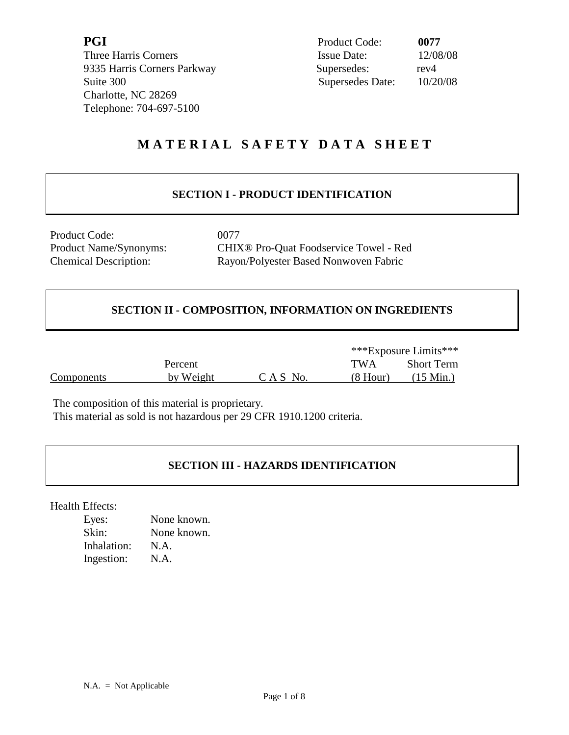**PGI**
Three Harris Corners
9335 Harris Corners Parkway
Suite 300
Charlotte, NC 28269
Telephone: 704-697-5100

Product Code: **0077**
Issue Date: 12/08/08
Supersedes: rev4
Supersedes Date: 10/20/08

# MATERIAL SAFETY DATA SHEET

## SECTION I - PRODUCT IDENTIFICATION

| | |
|---|---|
| Product Code: | 0077 |
| Product Name/Synonyms: | CHIX® Pro-Quat Foodservice Towel - Red |
| Chemical Description: | Rayon/Polyester Based Nonwoven Fabric |

## SECTION II - COMPOSITION, INFORMATION ON INGREDIENTS

| | | | ***Exposure Limits*** | |
|---|---|---|---|---|
| | Percent | | TWA | Short Term |
| Components | by Weight | C A S No. | (8 Hour) | (15 Min.) |

The composition of this material is proprietary.
This material as sold is not hazardous per 29 CFR 1910.1200 criteria.

## SECTION III - HAZARDS IDENTIFICATION

Health Effects:

| | |
|---|---|
| Eyes: | None known. |
| Skin: | None known. |
| Inhalation: | N.A. |
| Ingestion: | N.A. |

N.A. = Not Applicable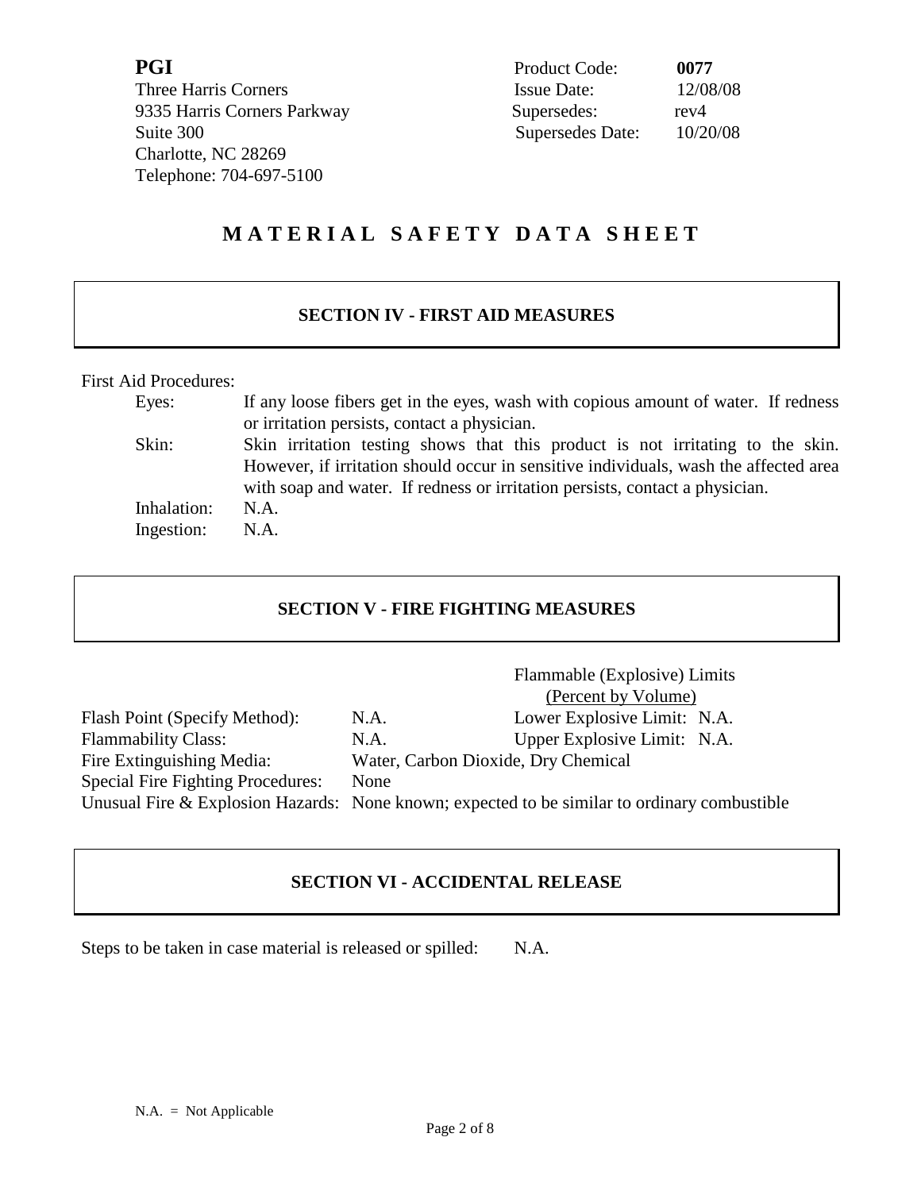**PGI**
Three Harris Corners
9335 Harris Corners Parkway
Suite 300
Charlotte, NC 28269
Telephone: 704-697-5100

| | |
|---|---|
| Product Code: | **0077** |
| Issue Date: | 12/08/08 |
| Supersedes: | rev4 |
| Supersedes Date: | 10/20/08 |

# MATERIAL SAFETY DATA SHEET

## SECTION IV - FIRST AID MEASURES

First Aid Procedures:

| | |
|---|---|
| Eyes: | If any loose fibers get in the eyes, wash with copious amount of water. If redness or irritation persists, contact a physician. |
| Skin: | Skin irritation testing shows that this product is not irritating to the skin. However, if irritation should occur in sensitive individuals, wash the affected area with soap and water. If redness or irritation persists, contact a physician. |
| Inhalation: | N.A. |
| Ingestion: | N.A. |

## SECTION V - FIRE FIGHTING MEASURES

| | | Flammable (Explosive) Limits (Percent by Volume) |
|---|---|---|
| Flash Point (Specify Method): | N.A. | Lower Explosive Limit: N.A. |
| Flammability Class: | N.A. | Upper Explosive Limit: N.A. |

Fire Extinguishing Media: Water, Carbon Dioxide, Dry Chemical

Special Fire Fighting Procedures: None

Unusual Fire & Explosion Hazards: None known; expected to be similar to ordinary combustible

## SECTION VI - ACCIDENTAL RELEASE

Steps to be taken in case material is released or spilled: N.A.

N.A. = Not Applicable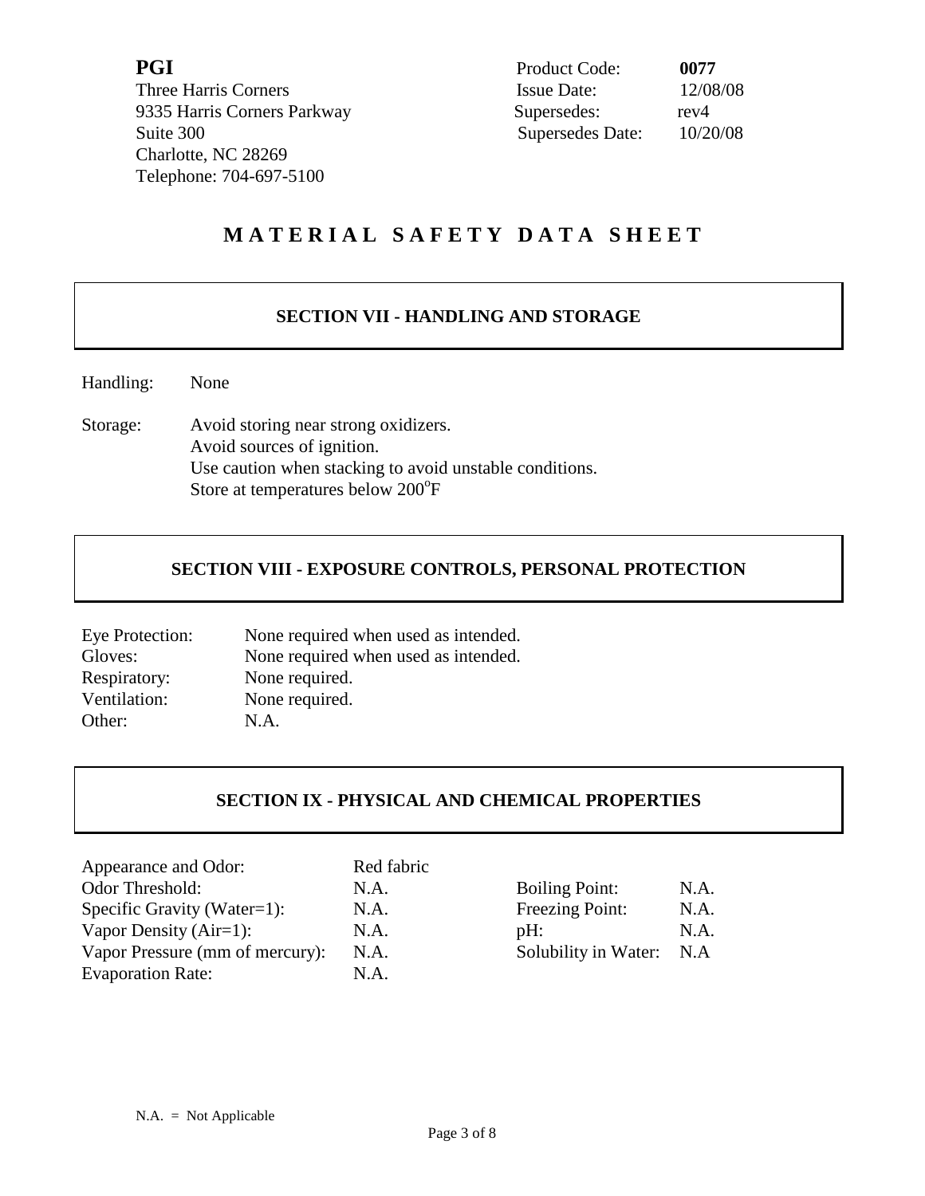**PGI**
Three Harris Corners
9335 Harris Corners Parkway
Suite 300
Charlotte, NC 28269
Telephone: 704-697-5100

| | |
|---|---|
| Product Code: | **0077** |
| Issue Date: | 12/08/08 |
| Supersedes: | rev4 |
| Supersedes Date: | 10/20/08 |

# MATERIAL SAFETY DATA SHEET

## SECTION VII - HANDLING AND STORAGE

Handling: None

Storage: Avoid storing near strong oxidizers.
Avoid sources of ignition.
Use caution when stacking to avoid unstable conditions.
Store at temperatures below 200°F

## SECTION VIII - EXPOSURE CONTROLS, PERSONAL PROTECTION

| | |
|---|---|
| Eye Protection: | None required when used as intended. |
| Gloves: | None required when used as intended. |
| Respiratory: | None required. |
| Ventilation: | None required. |
| Other: | N.A. |

## SECTION IX - PHYSICAL AND CHEMICAL PROPERTIES

| | | | |
|---|---|---|---|
| Appearance and Odor: | Red fabric | | |
| Odor Threshold: | N.A. | Boiling Point: | N.A. |
| Specific Gravity (Water=1): | N.A. | Freezing Point: | N.A. |
| Vapor Density (Air=1): | N.A. | pH: | N.A. |
| Vapor Pressure (mm of mercury): | N.A. | Solubility in Water: | N.A |
| Evaporation Rate: | N.A. | | |

N.A. = Not Applicable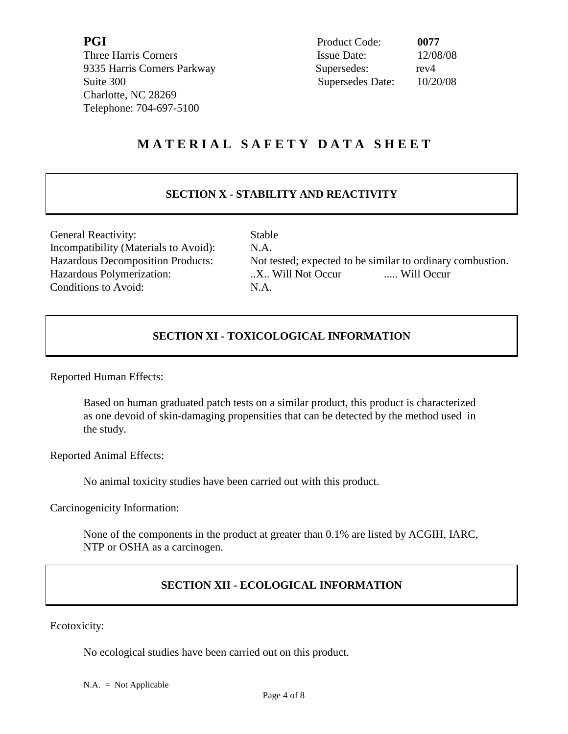**PGI**
Three Harris Corners
9335 Harris Corners Parkway
Suite 300
Charlotte, NC 28269
Telephone: 704-697-5100

| | |
|---|---|
| Product Code: | **0077** |
| Issue Date: | 12/08/08 |
| Supersedes: | rev4 |
| Supersedes Date: | 10/20/08 |

# MATERIAL SAFETY DATA SHEET

## SECTION X - STABILITY AND REACTIVITY

| | |
|---|---|
| General Reactivity: | Stable |
| Incompatibility (Materials to Avoid): | N.A. |
| Hazardous Decomposition Products: | Not tested; expected to be similar to ordinary combustion. |
| Hazardous Polymerization: | ..X.. Will Not Occur ..... Will Occur |
| Conditions to Avoid: | N.A. |

## SECTION XI - TOXICOLOGICAL INFORMATION

Reported Human Effects:

Based on human graduated patch tests on a similar product, this product is characterized as one devoid of skin-damaging propensities that can be detected by the method used in the study.

Reported Animal Effects:

No animal toxicity studies have been carried out with this product.

Carcinogenicity Information:

None of the components in the product at greater than 0.1% are listed by ACGIH, IARC, NTP or OSHA as a carcinogen.

## SECTION XII - ECOLOGICAL INFORMATION

Ecotoxicity:

No ecological studies have been carried out on this product.

N.A. = Not Applicable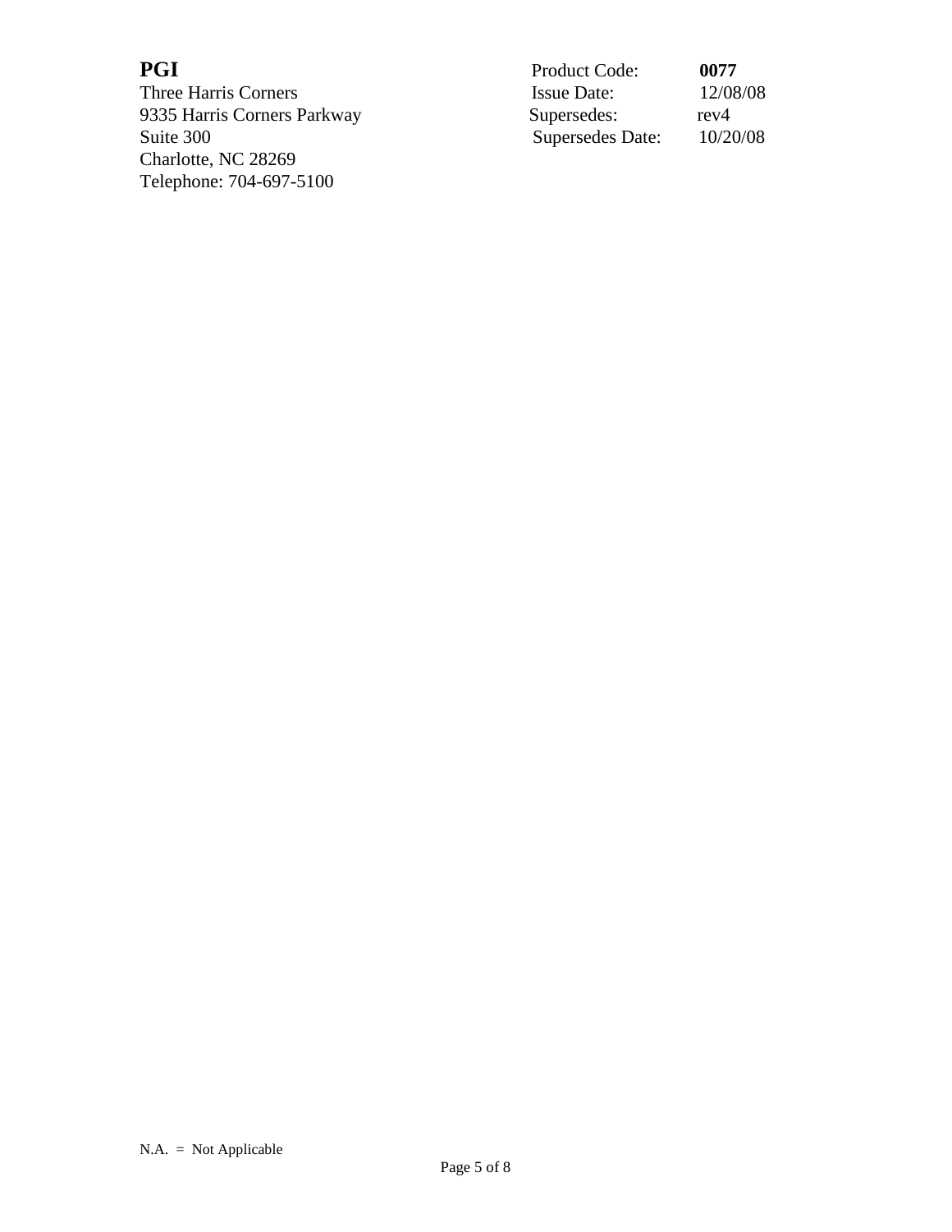**PGI**
Three Harris Corners
9335 Harris Corners Parkway
Suite 300
Charlotte, NC 28269
Telephone: 704-697-5100

| | |
|---|---|
| Product Code: | **0077** |
| Issue Date: | 12/08/08 |
| Supersedes: | rev4 |
| Supersedes Date: | 10/20/08 |

N.A. = Not Applicable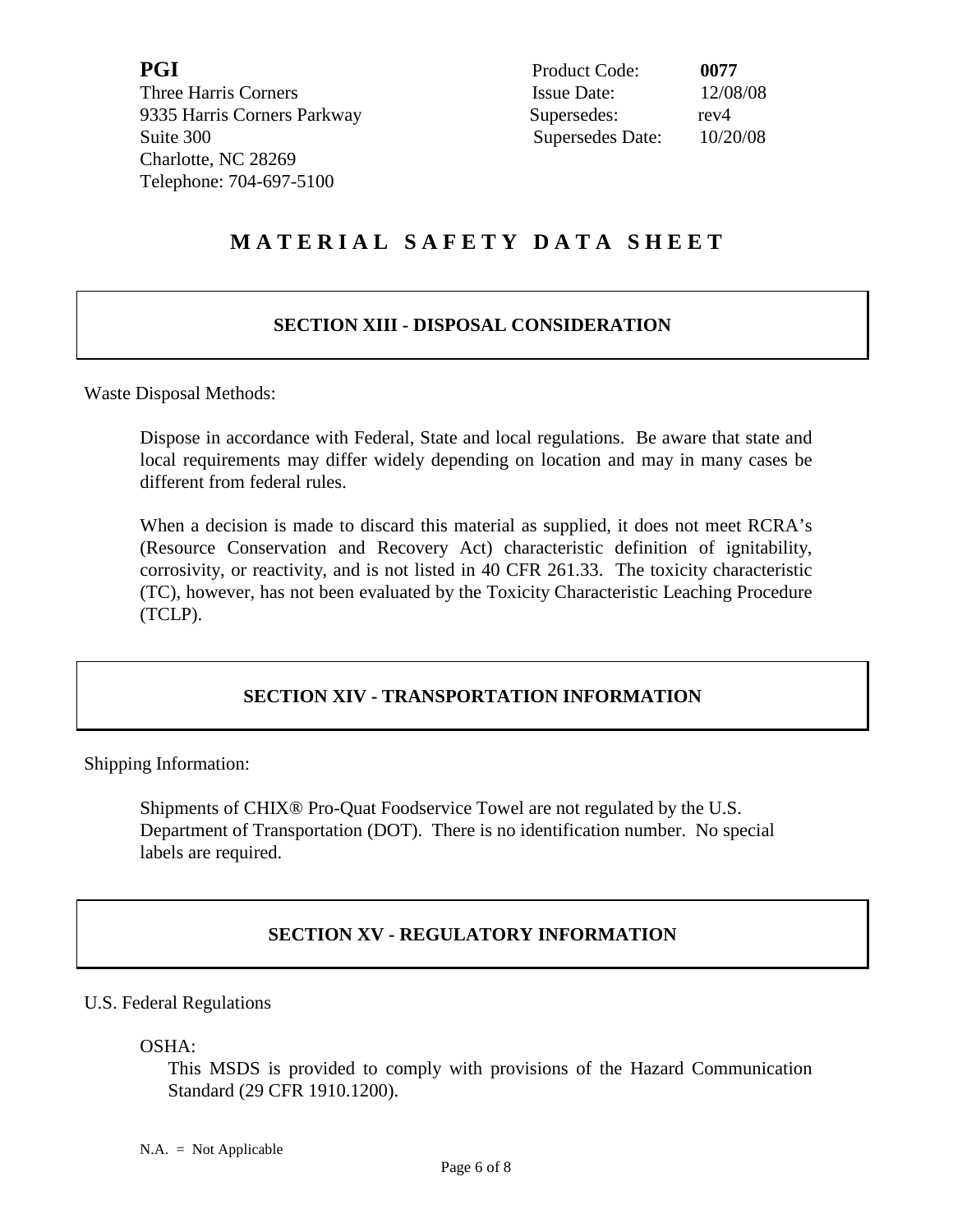**PGI**
Three Harris Corners
9335 Harris Corners Parkway
Suite 300
Charlotte, NC 28269
Telephone: 704-697-5100

| | |
|---|---|
| Product Code: | **0077** |
| Issue Date: | 12/08/08 |
| Supersedes: | rev4 |
| Supersedes Date: | 10/20/08 |

# M A T E R I A L   S A F E T Y   D A T A   S H E E T

## SECTION XIII - DISPOSAL CONSIDERATION

Waste Disposal Methods:

Dispose in accordance with Federal, State and local regulations. Be aware that state and local requirements may differ widely depending on location and may in many cases be different from federal rules.

When a decision is made to discard this material as supplied, it does not meet RCRA's (Resource Conservation and Recovery Act) characteristic definition of ignitability, corrosivity, or reactivity, and is not listed in 40 CFR 261.33. The toxicity characteristic (TC), however, has not been evaluated by the Toxicity Characteristic Leaching Procedure (TCLP).

## SECTION XIV - TRANSPORTATION INFORMATION

Shipping Information:

Shipments of CHIX® Pro-Quat Foodservice Towel are not regulated by the U.S. Department of Transportation (DOT). There is no identification number. No special labels are required.

## SECTION XV - REGULATORY INFORMATION

U.S. Federal Regulations

OSHA:

This MSDS is provided to comply with provisions of the Hazard Communication Standard (29 CFR 1910.1200).

N.A. = Not Applicable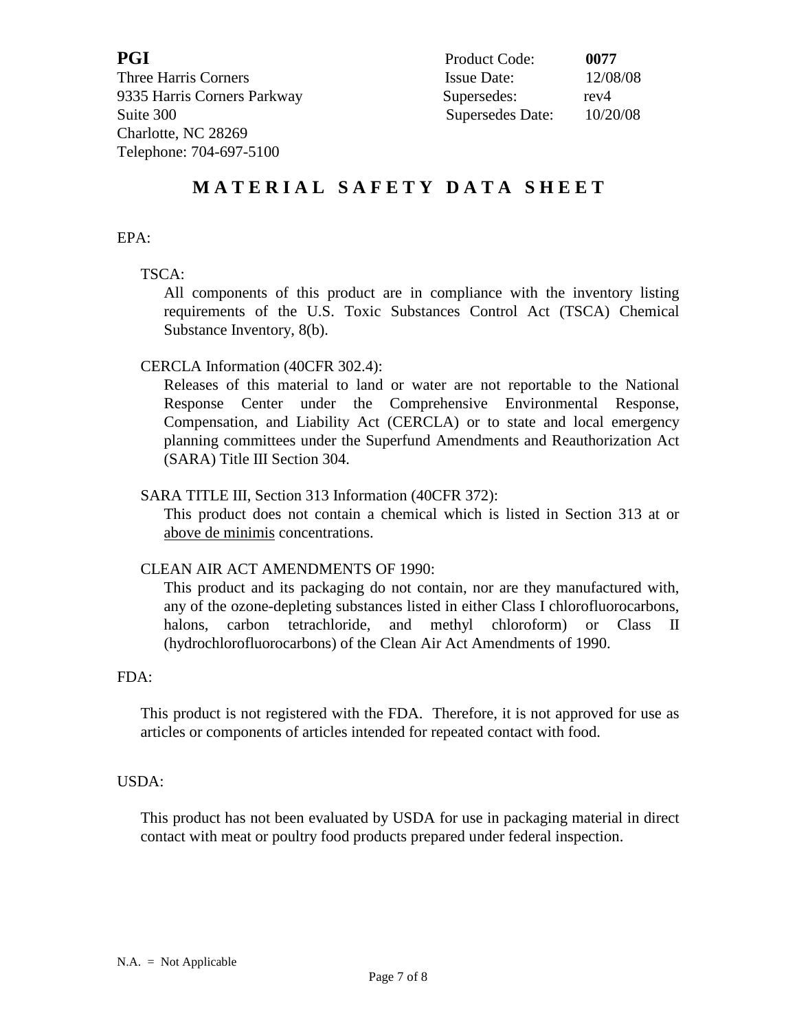**PGI**
Three Harris Corners
9335 Harris Corners Parkway
Suite 300
Charlotte, NC 28269
Telephone: 704-697-5100

| Product Code: | **0077** |
|---|---|
| Issue Date: | 12/08/08 |
| Supersedes: | rev4 |
| Supersedes Date: | 10/20/08 |

# MATERIAL SAFETY DATA SHEET

EPA:

TSCA:

All components of this product are in compliance with the inventory listing requirements of the U.S. Toxic Substances Control Act (TSCA) Chemical Substance Inventory, 8(b).

CERCLA Information (40CFR 302.4):

Releases of this material to land or water are not reportable to the National Response Center under the Comprehensive Environmental Response, Compensation, and Liability Act (CERCLA) or to state and local emergency planning committees under the Superfund Amendments and Reauthorization Act (SARA) Title III Section 304.

SARA TITLE III, Section 313 Information (40CFR 372):

This product does not contain a chemical which is listed in Section 313 at or <u>above de minimis</u> concentrations.

CLEAN AIR ACT AMENDMENTS OF 1990:

This product and its packaging do not contain, nor are they manufactured with, any of the ozone-depleting substances listed in either Class I chlorofluorocarbons, halons, carbon tetrachloride, and methyl chloroform) or Class II (hydrochlorofluorocarbons) of the Clean Air Act Amendments of 1990.

FDA:

This product is not registered with the FDA. Therefore, it is not approved for use as articles or components of articles intended for repeated contact with food.

USDA:

This product has not been evaluated by USDA for use in packaging material in direct contact with meat or poultry food products prepared under federal inspection.

N.A. = Not Applicable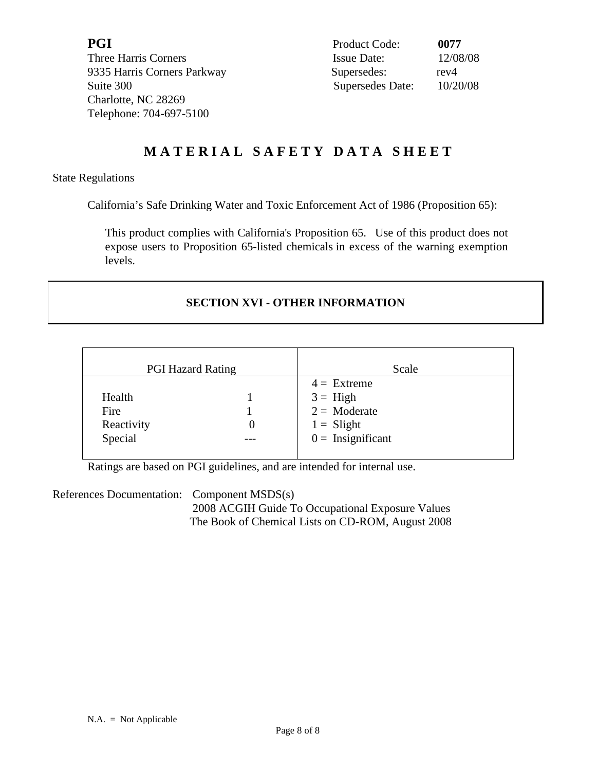**PGI**
Three Harris Corners
9335 Harris Corners Parkway
Suite 300
Charlotte, NC 28269
Telephone: 704-697-5100

Product Code: **0077**
Issue Date: 12/08/08
Supersedes: rev4
Supersedes Date: 10/20/08

# MATERIAL SAFETY DATA SHEET

State Regulations

California's Safe Drinking Water and Toxic Enforcement Act of 1986 (Proposition 65):

This product complies with California's Proposition 65. Use of this product does not expose users to Proposition 65-listed chemicals in excess of the warning exemption levels.

## SECTION XVI - OTHER INFORMATION

| PGI Hazard Rating | | Scale |
|---|---|---|
| | | 4 = Extreme |
| Health | 1 | 3 = High |
| Fire | 1 | 2 = Moderate |
| Reactivity | 0 | 1 = Slight |
| Special | --- | 0 = Insignificant |

Ratings are based on PGI guidelines, and are intended for internal use.

References Documentation: Component MSDS(s)
2008 ACGIH Guide To Occupational Exposure Values
The Book of Chemical Lists on CD-ROM, August 2008

N.A. = Not Applicable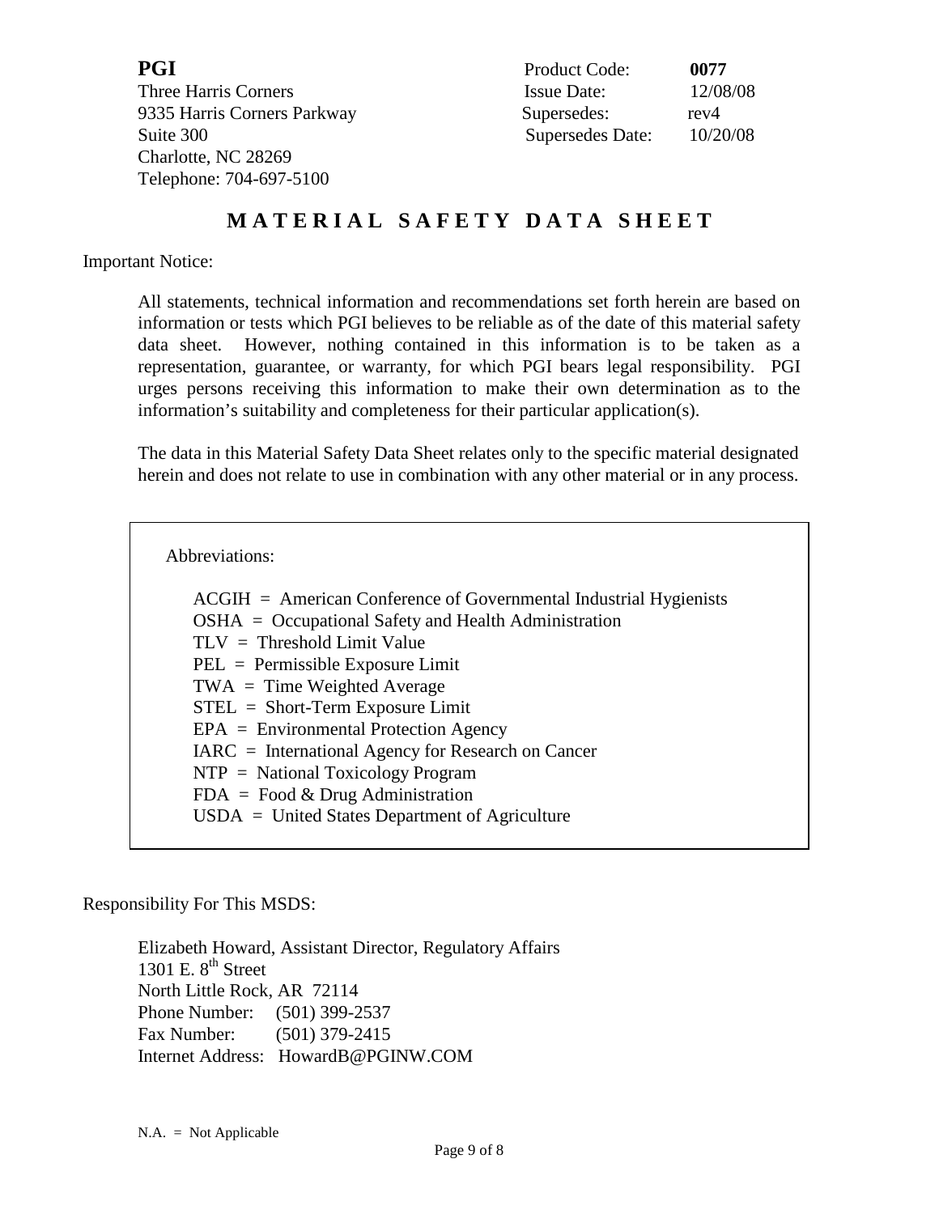**PGI**
Three Harris Corners
9335 Harris Corners Parkway
Suite 300
Charlotte, NC 28269
Telephone: 704-697-5100

| | |
|---|---|
| Product Code: | **0077** |
| Issue Date: | 12/08/08 |
| Supersedes: | rev4 |
| Supersedes Date: | 10/20/08 |

# MATERIAL SAFETY DATA SHEET

Important Notice:

All statements, technical information and recommendations set forth herein are based on information or tests which PGI believes to be reliable as of the date of this material safety data sheet. However, nothing contained in this information is to be taken as a representation, guarantee, or warranty, for which PGI bears legal responsibility. PGI urges persons receiving this information to make their own determination as to the information's suitability and completeness for their particular application(s).

The data in this Material Safety Data Sheet relates only to the specific material designated herein and does not relate to use in combination with any other material or in any process.

Abbreviations:

- ACGIH = American Conference of Governmental Industrial Hygienists
- OSHA = Occupational Safety and Health Administration
- TLV = Threshold Limit Value
- PEL = Permissible Exposure Limit
- TWA = Time Weighted Average
- STEL = Short-Term Exposure Limit
- EPA = Environmental Protection Agency
- IARC = International Agency for Research on Cancer
- NTP = National Toxicology Program
- FDA = Food & Drug Administration
- USDA = United States Department of Agriculture

Responsibility For This MSDS:

Elizabeth Howard, Assistant Director, Regulatory Affairs
1301 E. 8th Street
North Little Rock, AR 72114
Phone Number: (501) 399-2537
Fax Number: (501) 379-2415
Internet Address: HowardB@PGINW.COM

N.A. = Not Applicable